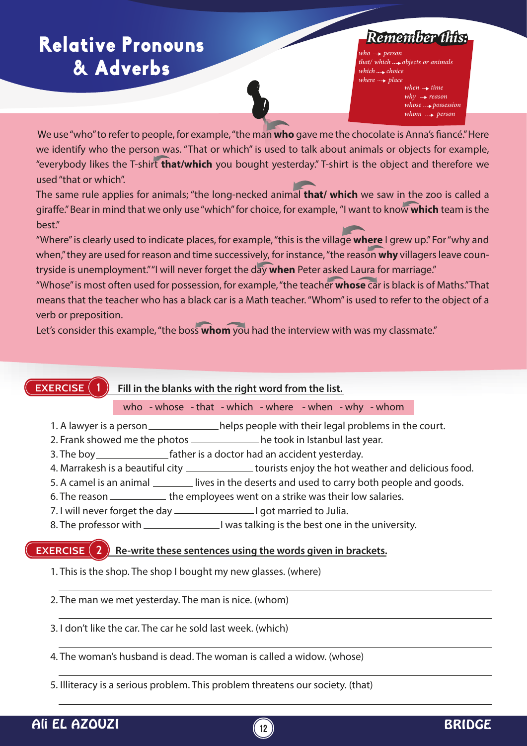# Relative Pronouns & Adverbs

***Remember this:***

*who --→ person*
*that/ which --→ objects or animals*
*which --→ choice*
*where --→ place*
*when --→ time*
*why --→ reason*
*whose --→ possession*
*whom --→ person*

We use "who" to refer to people, for example, "the man **who** gave me the chocolate is Anna's fiancé." Here we identify who the person was. "That or which" is used to talk about animals or objects for example, "everybody likes the T-shirt **that/which** you bought yesterday." T-shirt is the object and therefore we used "that or which".

The same rule applies for animals; "the long-necked animal **that/ which** we saw in the zoo is called a giraffe." Bear in mind that we only use "which" for choice, for example, "I want to know **which** team is the best."

"Where" is clearly used to indicate places, for example, "this is the village **where** I grew up." For "why and when," they are used for reason and time successively, for instance, "the reason **why** villagers leave countryside is unemployment." "I will never forget the day **when** Peter asked Laura for marriage."

"Whose" is most often used for possession, for example, "the teacher **whose** car is black is of Maths." That means that the teacher who has a black car is a Math teacher. "Whom" is used to refer to the object of a verb or preposition.

Let's consider this example, "the boss **whom** you had the interview with was my classmate."

## EXERCISE 1 Fill in the blanks with the right word from the list.

who - whose - that - which - where - when - why - whom

1. A lawyer is a person ____________ helps people with their legal problems in the court.
2. Frank showed me the photos ____________ he took in Istanbul last year.
3. The boy ____________ father is a doctor had an accident yesterday.
4. Marrakesh is a beautiful city ____________ tourists enjoy the hot weather and delicious food.
5. A camel is an animal ________ lives in the deserts and used to carry both people and goods.
6. The reason ____________ the employees went on a strike was their low salaries.
7. I will never forget the day ____________ I got married to Julia.
8. The professor with ____________ I was talking is the best one in the university.

## EXERCISE 2 Re-write these sentences using the words given in brackets.

1. This is the shop. The shop I bought my new glasses. (where)

____________________________________________

2. The man we met yesterday. The man is nice. (whom)

____________________________________________

3. I don't like the car. The car he sold last week. (which)

____________________________________________

4. The woman's husband is dead. The woman is called a widow. (whose)

____________________________________________

5. Illiteracy is a serious problem. This problem threatens our society. (that)

____________________________________________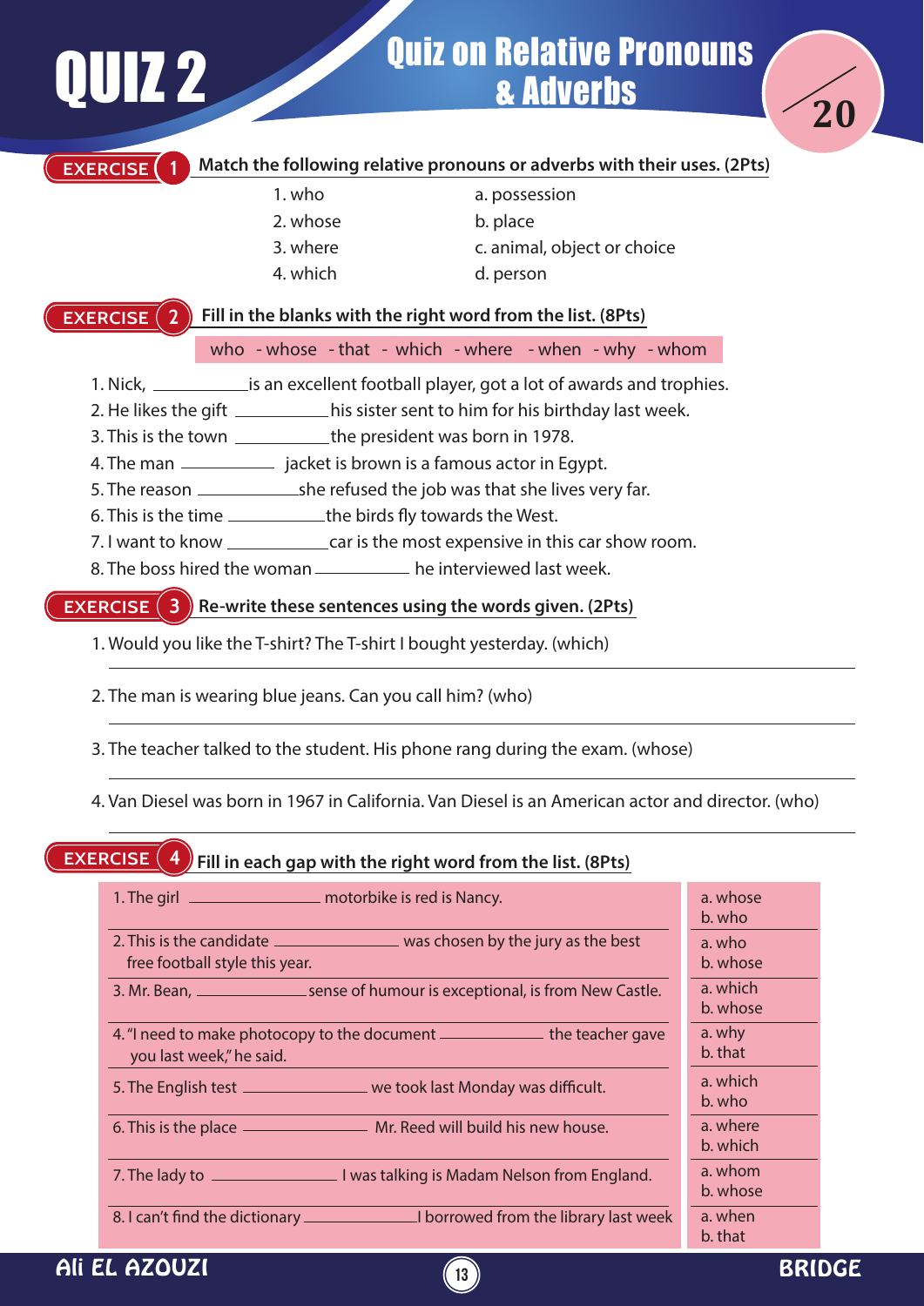# QUIZ 2

## Quiz on Relative Pronouns & Adverbs

/20

### EXERCISE 1 Match the following relative pronouns or adverbs with their uses. (2Pts)

| | |
|---|---|
| 1. who | a. possession |
| 2. whose | b. place |
| 3. where | c. animal, object or choice |
| 4. which | d. person |

### EXERCISE 2 Fill in the blanks with the right word from the list. (8Pts)

who - whose - that - which - where - when - why - whom

1. Nick, __________ is an excellent football player, got a lot of awards and trophies.
2. He likes the gift __________ his sister sent to him for his birthday last week.
3. This is the town __________ the president was born in 1978.
4. The man __________ jacket is brown is a famous actor in Egypt.
5. The reason __________ she refused the job was that she lives very far.
6. This is the time __________ the birds fly towards the West.
7. I want to know __________ car is the most expensive in this car show room.
8. The boss hired the woman __________ he interviewed last week.

### EXERCISE 3 Re-write these sentences using the words given. (2Pts)

1. Would you like the T-shirt? The T-shirt I bought yesterday. (which)

__________________________________________

2. The man is wearing blue jeans. Can you call him? (who)

__________________________________________

3. The teacher talked to the student. His phone rang during the exam. (whose)

__________________________________________

4. Van Diesel was born in 1967 in California. Van Diesel is an American actor and director. (who)

__________________________________________

### EXERCISE 4 Fill in each gap with the right word from the list. (8Pts)

| Sentence | Options |
|---|---|
| 1. The girl __________ motorbike is red is Nancy. | a. whose<br>b. who |
| 2. This is the candidate __________ was chosen by the jury as the best free football style this year. | a. who<br>b. whose |
| 3. Mr. Bean, __________ sense of humour is exceptional, is from New Castle. | a. which<br>b. whose |
| 4. "I need to make photocopy to the document __________ the teacher gave you last week," he said. | a. why<br>b. that |
| 5. The English test __________ we took last Monday was difficult. | a. which<br>b. who |
| 6. This is the place __________ Mr. Reed will build his new house. | a. where<br>b. which |
| 7. The lady to __________ I was talking is Madam Nelson from England. | a. whom<br>b. whose |
| 8. I can't find the dictionary __________ I borrowed from the library last week | a. when<br>b. that |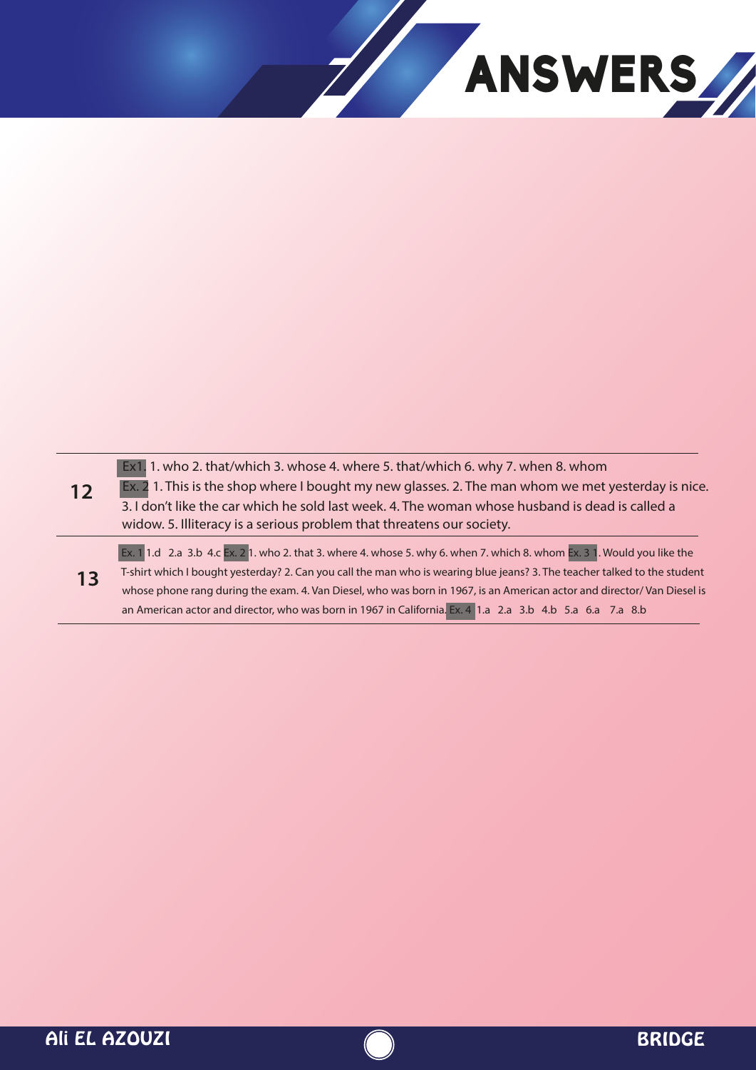# ANSWERS

| | |
|---|---|
| **12** | Ex1. 1. who 2. that/which 3. whose 4. where 5. that/which 6. why 7. when 8. whom<br>Ex. 2 1. This is the shop where I bought my new glasses. 2. The man whom we met yesterday is nice. 3. I don't like the car which he sold last week. 4. The woman whose husband is dead is called a widow. 5. Illiteracy is a serious problem that threatens our society. |
| **13** | Ex. 1 1.d 2.a 3.b 4.c Ex. 2 1. who 2. that 3. where 4. whose 5. why 6. when 7. which 8. whom Ex. 3 1. Would you like the T-shirt which I bought yesterday? 2. Can you call the man who is wearing blue jeans? 3. The teacher talked to the student whose phone rang during the exam. 4. Van Diesel, who was born in 1967, is an American actor and director/ Van Diesel is an American actor and director, who was born in 1967 in California. Ex. 4 1.a 2.a 3.b 4.b 5.a 6.a 7.a 8.b |